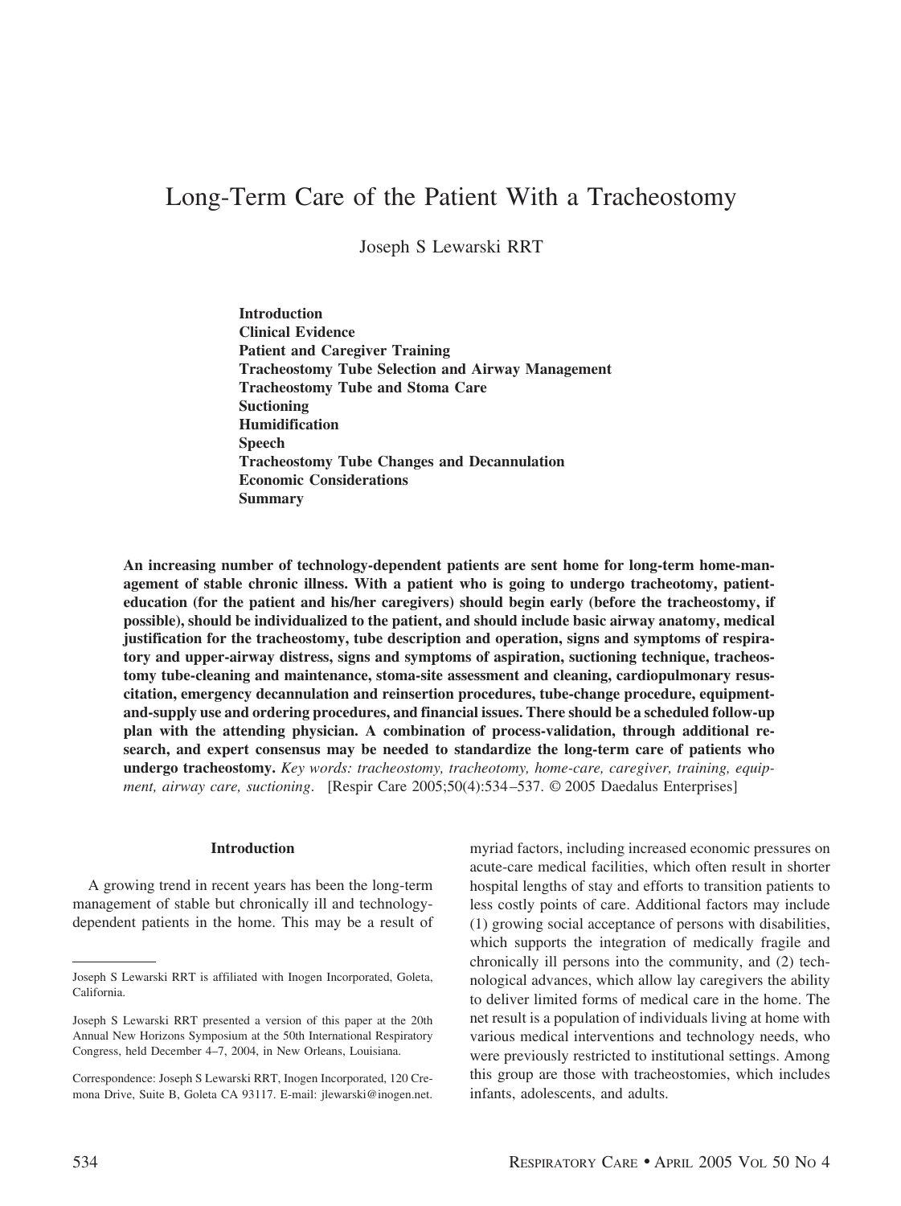# Long-Term Care of the Patient With a Tracheostomy

Joseph S Lewarski RRT

**Introduction**
**Clinical Evidence**
**Patient and Caregiver Training**
**Tracheostomy Tube Selection and Airway Management**
**Tracheostomy Tube and Stoma Care**
**Suctioning**
**Humidification**
**Speech**
**Tracheostomy Tube Changes and Decannulation**
**Economic Considerations**
**Summary**

**An increasing number of technology-dependent patients are sent home for long-term home-management of stable chronic illness. With a patient who is going to undergo tracheotomy, patient-education (for the patient and his/her caregivers) should begin early (before the tracheostomy, if possible), should be individualized to the patient, and should include basic airway anatomy, medical justification for the tracheostomy, tube description and operation, signs and symptoms of respiratory and upper-airway distress, signs and symptoms of aspiration, suctioning technique, tracheostomy tube-cleaning and maintenance, stoma-site assessment and cleaning, cardiopulmonary resuscitation, emergency decannulation and reinsertion procedures, tube-change procedure, equipment-and-supply use and ordering procedures, and financial issues. There should be a scheduled follow-up plan with the attending physician. A combination of process-validation, through additional research, and expert consensus may be needed to standardize the long-term care of patients who undergo tracheostomy.** *Key words: tracheostomy, tracheotomy, home-care, caregiver, training, equipment, airway care, suctioning*. [Respir Care 2005;50(4):534–537. © 2005 Daedalus Enterprises]

## Introduction

A growing trend in recent years has been the long-term management of stable but chronically ill and technology-dependent patients in the home. This may be a result of myriad factors, including increased economic pressures on acute-care medical facilities, which often result in shorter hospital lengths of stay and efforts to transition patients to less costly points of care. Additional factors may include (1) growing social acceptance of persons with disabilities, which supports the integration of medically fragile and chronically ill persons into the community, and (2) technological advances, which allow lay caregivers the ability to deliver limited forms of medical care in the home. The net result is a population of individuals living at home with various medical interventions and technology needs, who were previously restricted to institutional settings. Among this group are those with tracheostomies, which includes infants, adolescents, and adults.

---

Joseph S Lewarski RRT is affiliated with Inogen Incorporated, Goleta, California.

Joseph S Lewarski RRT presented a version of this paper at the 20th Annual New Horizons Symposium at the 50th International Respiratory Congress, held December 4–7, 2004, in New Orleans, Louisiana.

Correspondence: Joseph S Lewarski RRT, Inogen Incorporated, 120 Cremona Drive, Suite B, Goleta CA 93117. E-mail: jlewarski@inogen.net.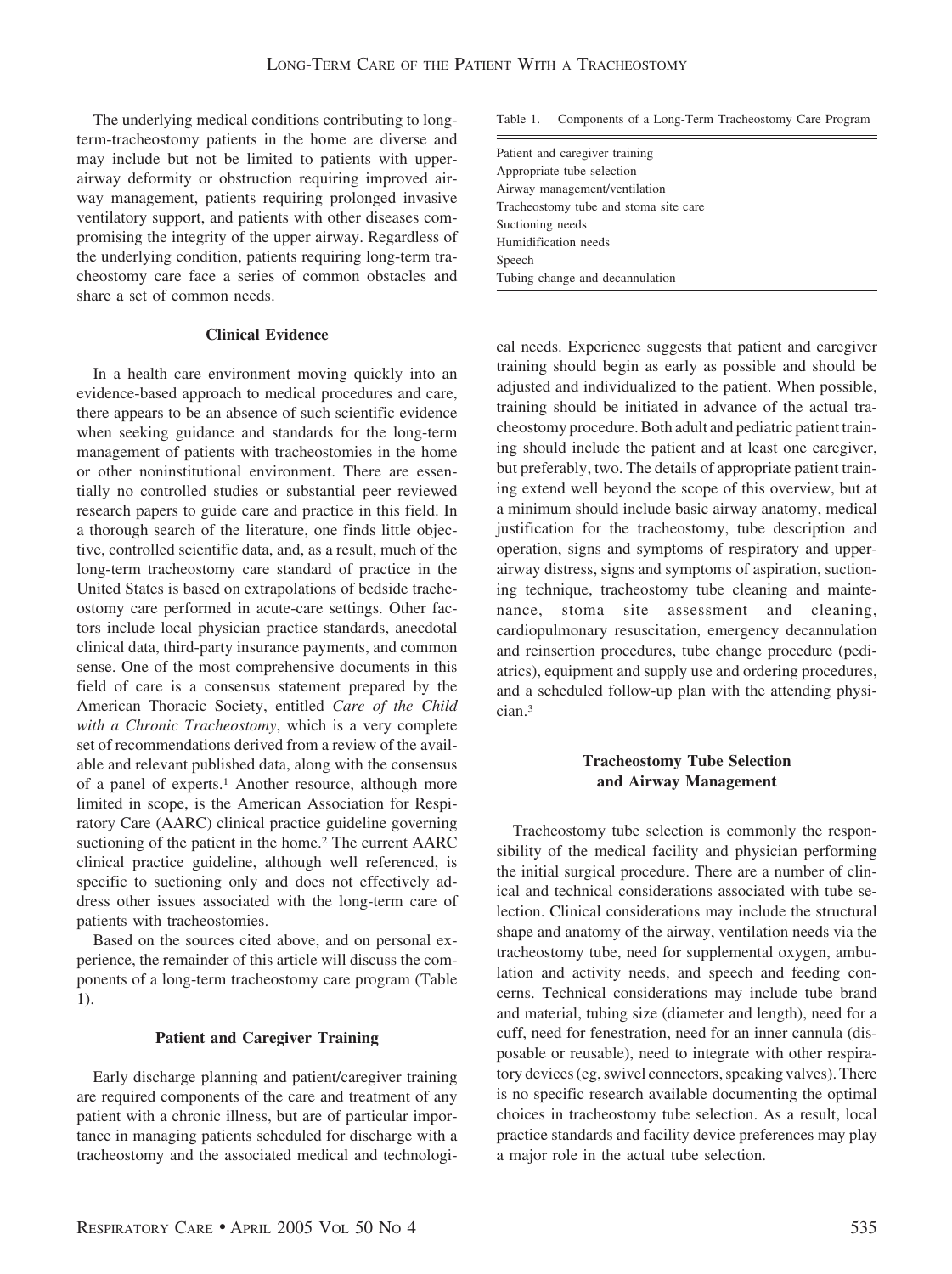The underlying medical conditions contributing to long-term-tracheostomy patients in the home are diverse and may include but not be limited to patients with upper-airway deformity or obstruction requiring improved airway management, patients requiring prolonged invasive ventilatory support, and patients with other diseases compromising the integrity of the upper airway. Regardless of the underlying condition, patients requiring long-term tracheostomy care face a series of common obstacles and share a set of common needs.

## Clinical Evidence

In a health care environment moving quickly into an evidence-based approach to medical procedures and care, there appears to be an absence of such scientific evidence when seeking guidance and standards for the long-term management of patients with tracheostomies in the home or other noninstitutional environment. There are essentially no controlled studies or substantial peer reviewed research papers to guide care and practice in this field. In a thorough search of the literature, one finds little objective, controlled scientific data, and, as a result, much of the long-term tracheostomy care standard of practice in the United States is based on extrapolations of bedside tracheostomy care performed in acute-care settings. Other factors include local physician practice standards, anecdotal clinical data, third-party insurance payments, and common sense. One of the most comprehensive documents in this field of care is a consensus statement prepared by the American Thoracic Society, entitled *Care of the Child with a Chronic Tracheostomy*, which is a very complete set of recommendations derived from a review of the available and relevant published data, along with the consensus of a panel of experts.[1] Another resource, although more limited in scope, is the American Association for Respiratory Care (AARC) clinical practice guideline governing suctioning of the patient in the home.[2] The current AARC clinical practice guideline, although well referenced, is specific to suctioning only and does not effectively address other issues associated with the long-term care of patients with tracheostomies.

Based on the sources cited above, and on personal experience, the remainder of this article will discuss the components of a long-term tracheostomy care program (Table 1).

Table 1. Components of a Long-Term Tracheostomy Care Program

| |
|---|
| Patient and caregiver training |
| Appropriate tube selection |
| Airway management/ventilation |
| Tracheostomy tube and stoma site care |
| Suctioning needs |
| Humidification needs |
| Speech |
| Tubing change and decannulation |

## Patient and Caregiver Training

Early discharge planning and patient/caregiver training are required components of the care and treatment of any patient with a chronic illness, but are of particular importance in managing patients scheduled for discharge with a tracheostomy and the associated medical and technological needs. Experience suggests that patient and caregiver training should begin as early as possible and should be adjusted and individualized to the patient. When possible, training should be initiated in advance of the actual tracheostomy procedure. Both adult and pediatric patient training should include the patient and at least one caregiver, but preferably, two. The details of appropriate patient training extend well beyond the scope of this overview, but at a minimum should include basic airway anatomy, medical justification for the tracheostomy, tube description and operation, signs and symptoms of respiratory and upper-airway distress, signs and symptoms of aspiration, suctioning technique, tracheostomy tube cleaning and maintenance, stoma site assessment and cleaning, cardiopulmonary resuscitation, emergency decannulation and reinsertion procedures, tube change procedure (pediatrics), equipment and supply use and ordering procedures, and a scheduled follow-up plan with the attending physician.[3]

## Tracheostomy Tube Selection and Airway Management

Tracheostomy tube selection is commonly the responsibility of the medical facility and physician performing the initial surgical procedure. There are a number of clinical and technical considerations associated with tube selection. Clinical considerations may include the structural shape and anatomy of the airway, ventilation needs via the tracheostomy tube, need for supplemental oxygen, ambulation and activity needs, and speech and feeding concerns. Technical considerations may include tube brand and material, tubing size (diameter and length), need for a cuff, need for fenestration, need for an inner cannula (disposable or reusable), need to integrate with other respiratory devices (eg, swivel connectors, speaking valves). There is no specific research available documenting the optimal choices in tracheostomy tube selection. As a result, local practice standards and facility device preferences may play a major role in the actual tube selection.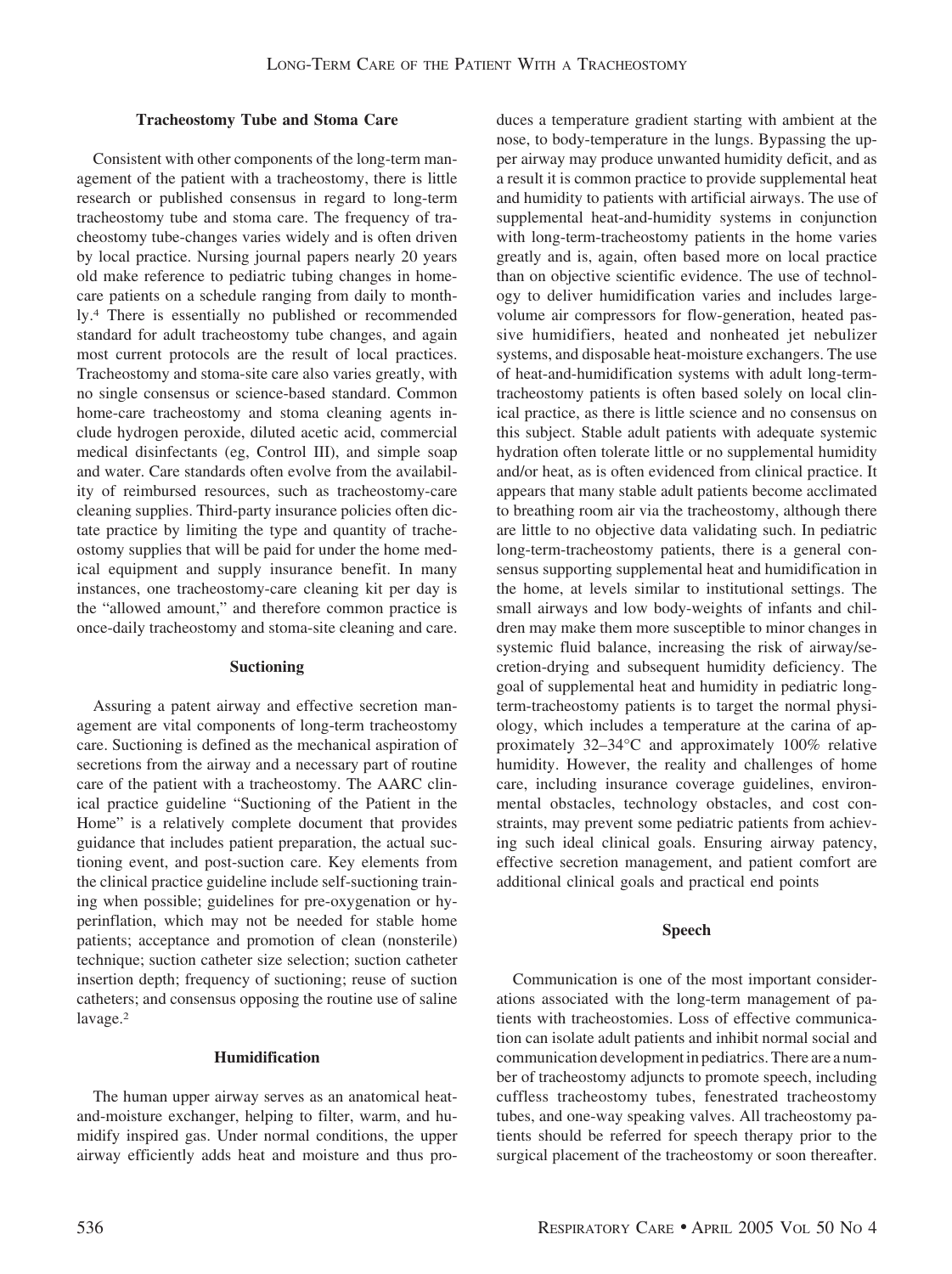### Tracheostomy Tube and Stoma Care

Consistent with other components of the long-term management of the patient with a tracheostomy, there is little research or published consensus in regard to long-term tracheostomy tube and stoma care. The frequency of tracheostomy tube-changes varies widely and is often driven by local practice. Nursing journal papers nearly 20 years old make reference to pediatric tubing changes in home-care patients on a schedule ranging from daily to monthly.[4] There is essentially no published or recommended standard for adult tracheostomy tube changes, and again most current protocols are the result of local practices. Tracheostomy and stoma-site care also varies greatly, with no single consensus or science-based standard. Common home-care tracheostomy and stoma cleaning agents include hydrogen peroxide, diluted acetic acid, commercial medical disinfectants (eg, Control III), and simple soap and water. Care standards often evolve from the availability of reimbursed resources, such as tracheostomy-care cleaning supplies. Third-party insurance policies often dictate practice by limiting the type and quantity of tracheostomy supplies that will be paid for under the home medical equipment and supply insurance benefit. In many instances, one tracheostomy-care cleaning kit per day is the "allowed amount," and therefore common practice is once-daily tracheostomy and stoma-site cleaning and care.

### Suctioning

Assuring a patent airway and effective secretion management are vital components of long-term tracheostomy care. Suctioning is defined as the mechanical aspiration of secretions from the airway and a necessary part of routine care of the patient with a tracheostomy. The AARC clinical practice guideline "Suctioning of the Patient in the Home" is a relatively complete document that provides guidance that includes patient preparation, the actual suctioning event, and post-suction care. Key elements from the clinical practice guideline include self-suctioning training when possible; guidelines for pre-oxygenation or hyperinflation, which may not be needed for stable home patients; acceptance and promotion of clean (nonsterile) technique; suction catheter size selection; suction catheter insertion depth; frequency of suctioning; reuse of suction catheters; and consensus opposing the routine use of saline lavage.[2]

### Humidification

The human upper airway serves as an anatomical heat-and-moisture exchanger, helping to filter, warm, and humidify inspired gas. Under normal conditions, the upper airway efficiently adds heat and moisture and thus produces a temperature gradient starting with ambient at the nose, to body-temperature in the lungs. Bypassing the upper airway may produce unwanted humidity deficit, and as a result it is common practice to provide supplemental heat and humidity to patients with artificial airways. The use of supplemental heat-and-humidity systems in conjunction with long-term-tracheostomy patients in the home varies greatly and is, again, often based more on local practice than on objective scientific evidence. The use of technology to deliver humidification varies and includes large-volume air compressors for flow-generation, heated passive humidifiers, heated and nonheated jet nebulizer systems, and disposable heat-moisture exchangers. The use of heat-and-humidification systems with adult long-term-tracheostomy patients is often based solely on local clinical practice, as there is little science and no consensus on this subject. Stable adult patients with adequate systemic hydration often tolerate little or no supplemental humidity and/or heat, as is often evidenced from clinical practice. It appears that many stable adult patients become acclimated to breathing room air via the tracheostomy, although there are little to no objective data validating such. In pediatric long-term-tracheostomy patients, there is a general consensus supporting supplemental heat and humidification in the home, at levels similar to institutional settings. The small airways and low body-weights of infants and children may make them more susceptible to minor changes in systemic fluid balance, increasing the risk of airway/secretion-drying and subsequent humidity deficiency. The goal of supplemental heat and humidity in pediatric long-term-tracheostomy patients is to target the normal physiology, which includes a temperature at the carina of approximately 32–34°C and approximately 100% relative humidity. However, the reality and challenges of home care, including insurance coverage guidelines, environmental obstacles, technology obstacles, and cost constraints, may prevent some pediatric patients from achieving such ideal clinical goals. Ensuring airway patency, effective secretion management, and patient comfort are additional clinical goals and practical end points

### Speech

Communication is one of the most important considerations associated with the long-term management of patients with tracheostomies. Loss of effective communication can isolate adult patients and inhibit normal social and communication development in pediatrics. There are a number of tracheostomy adjuncts to promote speech, including cuffless tracheostomy tubes, fenestrated tracheostomy tubes, and one-way speaking valves. All tracheostomy patients should be referred for speech therapy prior to the surgical placement of the tracheostomy or soon thereafter.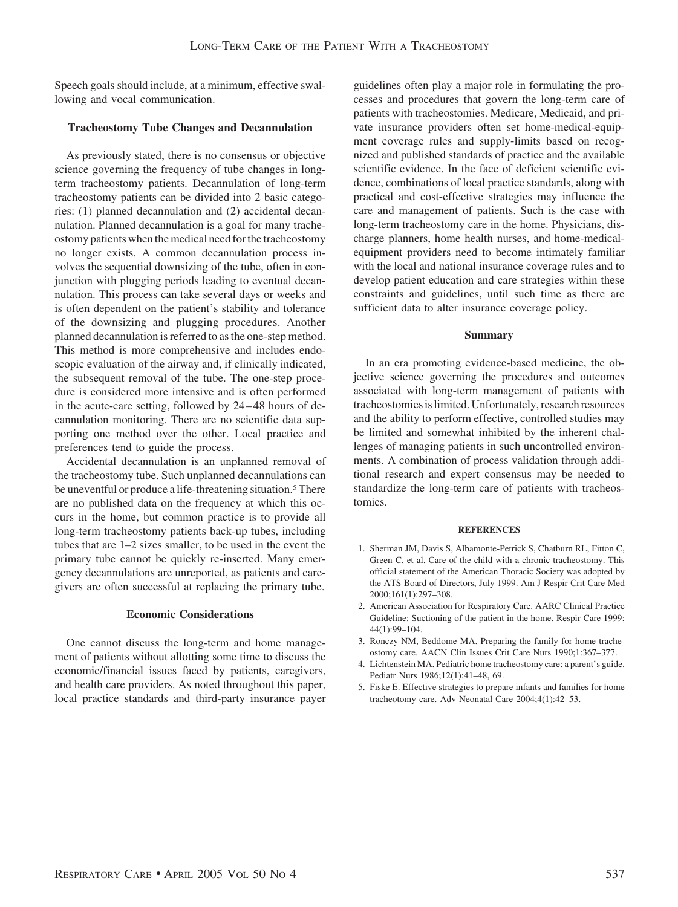Speech goals should include, at a minimum, effective swallowing and vocal communication.

### Tracheostomy Tube Changes and Decannulation

As previously stated, there is no consensus or objective science governing the frequency of tube changes in long-term tracheostomy patients. Decannulation of long-term tracheostomy patients can be divided into 2 basic categories: (1) planned decannulation and (2) accidental decannulation. Planned decannulation is a goal for many tracheostomy patients when the medical need for the tracheostomy no longer exists. A common decannulation process involves the sequential downsizing of the tube, often in conjunction with plugging periods leading to eventual decannulation. This process can take several days or weeks and is often dependent on the patient's stability and tolerance of the downsizing and plugging procedures. Another planned decannulation is referred to as the one-step method. This method is more comprehensive and includes endoscopic evaluation of the airway and, if clinically indicated, the subsequent removal of the tube. The one-step procedure is considered more intensive and is often performed in the acute-care setting, followed by 24–48 hours of decannulation monitoring. There are no scientific data supporting one method over the other. Local practice and preferences tend to guide the process.

Accidental decannulation is an unplanned removal of the tracheostomy tube. Such unplanned decannulations can be uneventful or produce a life-threatening situation.[5] There are no published data on the frequency at which this occurs in the home, but common practice is to provide all long-term tracheostomy patients back-up tubes, including tubes that are 1–2 sizes smaller, to be used in the event the primary tube cannot be quickly re-inserted. Many emergency decannulations are unreported, as patients and caregivers are often successful at replacing the primary tube.

### Economic Considerations

One cannot discuss the long-term and home management of patients without allotting some time to discuss the economic/financial issues faced by patients, caregivers, and health care providers. As noted throughout this paper, local practice standards and third-party insurance payer guidelines often play a major role in formulating the processes and procedures that govern the long-term care of patients with tracheostomies. Medicare, Medicaid, and private insurance providers often set home-medical-equipment coverage rules and supply-limits based on recognized and published standards of practice and the available scientific evidence. In the face of deficient scientific evidence, combinations of local practice standards, along with practical and cost-effective strategies may influence the care and management of patients. Such is the case with long-term tracheostomy care in the home. Physicians, discharge planners, home health nurses, and home-medical-equipment providers need to become intimately familiar with the local and national insurance coverage rules and to develop patient education and care strategies within these constraints and guidelines, until such time as there are sufficient data to alter insurance coverage policy.

### Summary

In an era promoting evidence-based medicine, the objective science governing the procedures and outcomes associated with long-term management of patients with tracheostomies is limited. Unfortunately, research resources and the ability to perform effective, controlled studies may be limited and somewhat inhibited by the inherent challenges of managing patients in such uncontrolled environments. A combination of process validation through additional research and expert consensus may be needed to standardize the long-term care of patients with tracheostomies.

### REFERENCES

1. Sherman JM, Davis S, Albamonte-Petrick S, Chatburn RL, Fitton C, Green C, et al. Care of the child with a chronic tracheostomy. This official statement of the American Thoracic Society was adopted by the ATS Board of Directors, July 1999. Am J Respir Crit Care Med 2000;161(1):297–308.
2. American Association for Respiratory Care. AARC Clinical Practice Guideline: Suctioning of the patient in the home. Respir Care 1999; 44(1):99–104.
3. Ronczy NM, Beddome MA. Preparing the family for home tracheostomy care. AACN Clin Issues Crit Care Nurs 1990;1:367–377.
4. Lichtenstein MA. Pediatric home tracheostomy care: a parent's guide. Pediatr Nurs 1986;12(1):41–48, 69.
5. Fiske E. Effective strategies to prepare infants and families for home tracheotomy care. Adv Neonatal Care 2004;4(1):42–53.